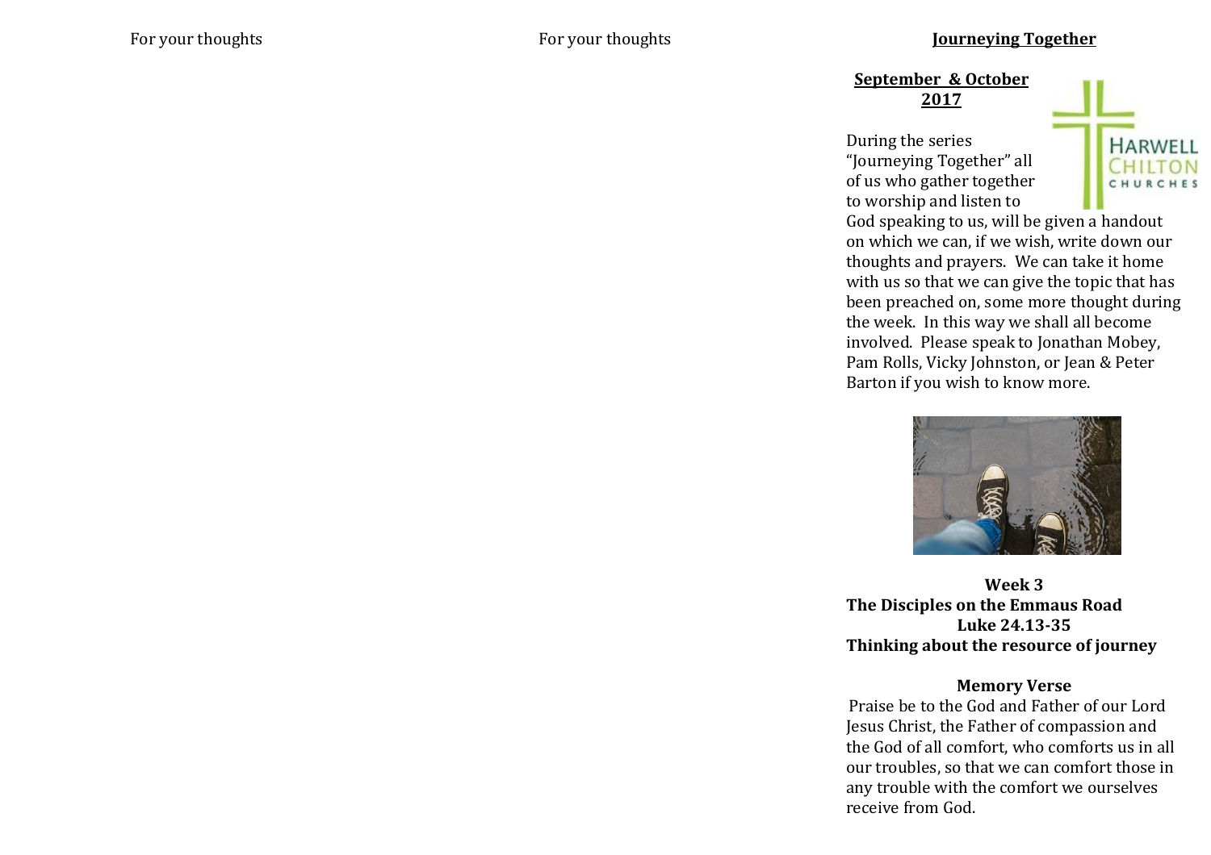For your thoughts

For your thoughts

# Journeying Together

**September & October 2017**

During the series "Journeying Together" all of us who gather together to worship and listen to God speaking to us, will be given a handout on which we can, if we wish, write down our thoughts and prayers. We can take it home with us so that we can give the topic that has been preached on, some more thought during the week. In this way we shall all become involved. Please speak to Jonathan Mobey, Pam Rolls, Vicky Johnston, or Jean & Peter Barton if you wish to know more.

**Week 3**
**The Disciples on the Emmaus Road**
**Luke 24.13-35**
**Thinking about the resource of journey**

**Memory Verse**

Praise be to the God and Father of our Lord Jesus Christ, the Father of compassion and the God of all comfort, who comforts us in all our troubles, so that we can comfort those in any trouble with the comfort we ourselves receive from God.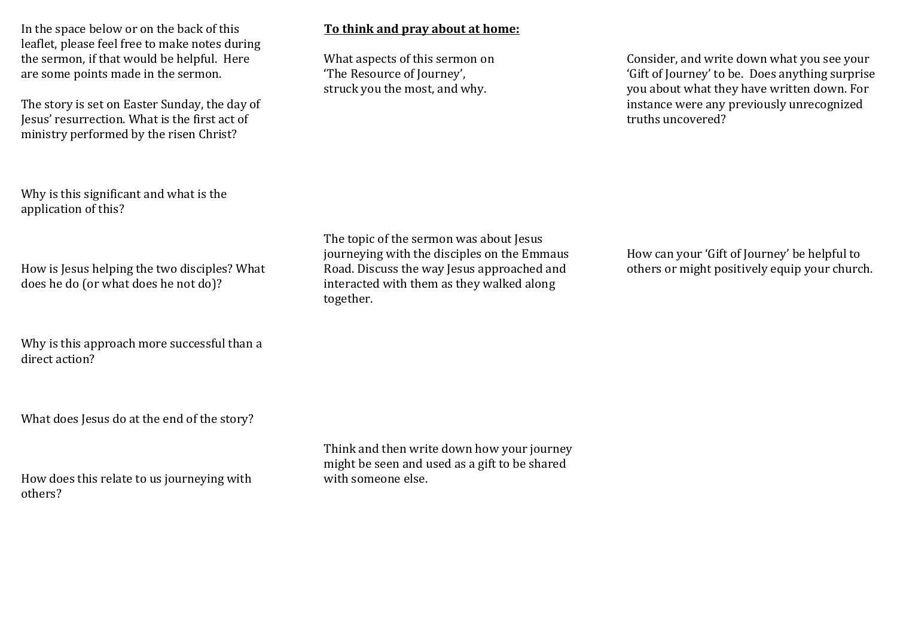In the space below or on the back of this leaflet, please feel free to make notes during the sermon, if that would be helpful. Here are some points made in the sermon.

The story is set on Easter Sunday, the day of Jesus' resurrection. What is the first act of ministry performed by the risen Christ?

Why is this significant and what is the application of this?

How is Jesus helping the two disciples? What does he do (or what does he not do)?

Why is this approach more successful than a direct action?

What does Jesus do at the end of the story?

How does this relate to us journeying with others?

**To think and pray about at home:**

What aspects of this sermon on 'The Resource of Journey', struck you the most, and why.

The topic of the sermon was about Jesus journeying with the disciples on the Emmaus Road. Discuss the way Jesus approached and interacted with them as they walked along together.

Think and then write down how your journey might be seen and used as a gift to be shared with someone else.

Consider, and write down what you see your 'Gift of Journey' to be. Does anything surprise you about what they have written down. For instance were any previously unrecognized truths uncovered?

How can your 'Gift of Journey' be helpful to others or might positively equip your church.